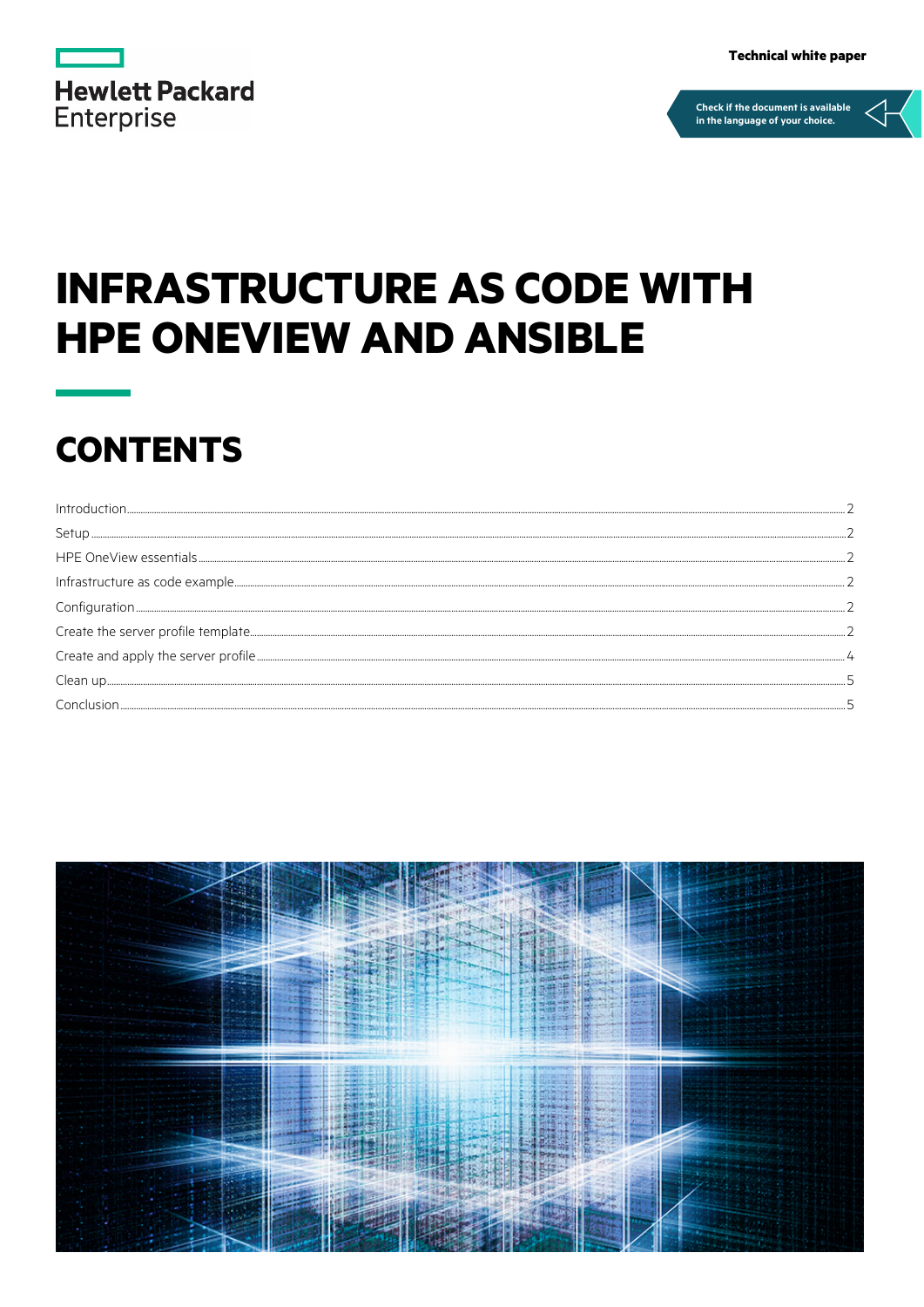Technical white paper

Check if the document is available in the language of your choice.

# INFRASTRUCTURE AS CODE WITH HPE ONEVIEW AND ANSIBLE

## CONTENTS

| | |
|---|---|
| Introduction | 2 |
| Setup | 2 |
| HPE OneView essentials | 2 |
| Infrastructure as code example | 2 |
| Configuration | 2 |
| Create the server profile template | 2 |
| Create and apply the server profile | 4 |
| Clean up | 5 |
| Conclusion | 5 |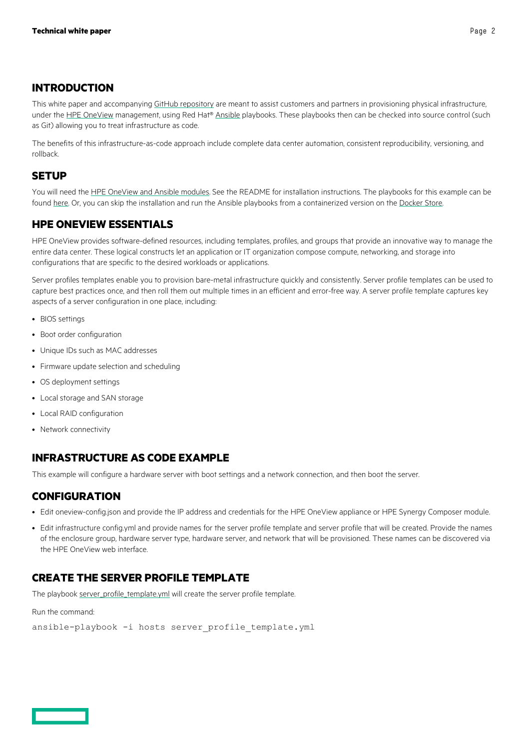## INTRODUCTION

This white paper and accompanying GitHub repository are meant to assist customers and partners in provisioning physical infrastructure, under the HPE OneView management, using Red Hat® Ansible playbooks. These playbooks then can be checked into source control (such as Git) allowing you to treat infrastructure as code.

The benefits of this infrastructure-as-code approach include complete data center automation, consistent reproducibility, versioning, and rollback.

## SETUP

You will need the HPE OneView and Ansible modules. See the README for installation instructions. The playbooks for this example can be found here. Or, you can skip the installation and run the Ansible playbooks from a containerized version on the Docker Store.

## HPE ONEVIEW ESSENTIALS

HPE OneView provides software-defined resources, including templates, profiles, and groups that provide an innovative way to manage the entire data center. These logical constructs let an application or IT organization compose compute, networking, and storage into configurations that are specific to the desired workloads or applications.

Server profiles templates enable you to provision bare-metal infrastructure quickly and consistently. Server profile templates can be used to capture best practices once, and then roll them out multiple times in an efficient and error-free way. A server profile template captures key aspects of a server configuration in one place, including:

- BIOS settings
- Boot order configuration
- Unique IDs such as MAC addresses
- Firmware update selection and scheduling
- OS deployment settings
- Local storage and SAN storage
- Local RAID configuration
- Network connectivity

## INFRASTRUCTURE AS CODE EXAMPLE

This example will configure a hardware server with boot settings and a network connection, and then boot the server.

## CONFIGURATION

- Edit oneview-config.json and provide the IP address and credentials for the HPE OneView appliance or HPE Synergy Composer module.
- Edit infrastructure config.yml and provide names for the server profile template and server profile that will be created. Provide the names of the enclosure group, hardware server type, hardware server, and network that will be provisioned. These names can be discovered via the HPE OneView web interface.

## CREATE THE SERVER PROFILE TEMPLATE

The playbook server_profile_template.yml will create the server profile template.

Run the command:

```
ansible-playbook -i hosts server_profile_template.yml
```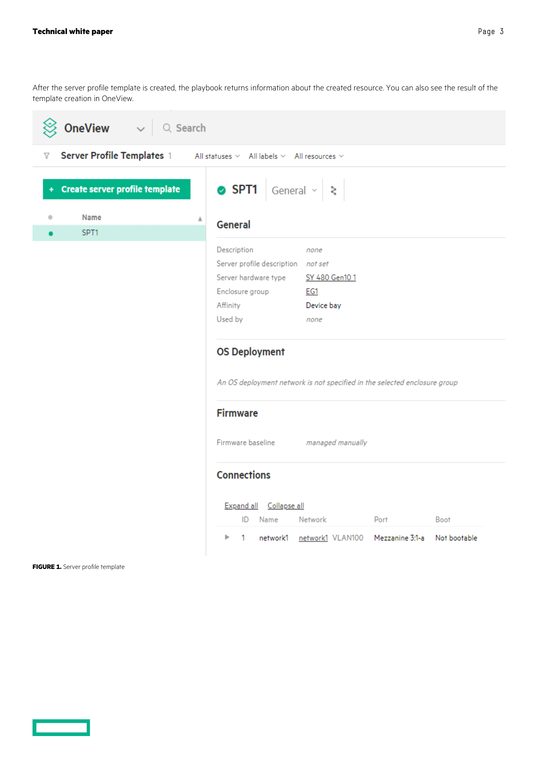After the server profile template is created, the playbook returns information about the created resource. You can also see the result of the template creation in OneView.

OneView | Search

Server Profile Templates 1 | All statuses | All labels | All resources

+ Create server profile template

| Name |
| --- |
| SPT1 |

SPT1 | General

**General**

| | |
| --- | --- |
| Description | none |
| Server profile description | not set |
| Server hardware type | SY 480 Gen10 1 |
| Enclosure group | EG1 |
| Affinity | Device bay |
| Used by | none |

**OS Deployment**

An OS deployment network is not specified in the selected enclosure group

**Firmware**

| | |
| --- | --- |
| Firmware baseline | managed manually |

**Connections**

Expand all Collapse all

| ID | Name | Network | Port | Boot |
| --- | --- | --- | --- | --- |
| 1 | network1 | network1 VLAN100 | Mezzanine 3:1-a | Not bootable |

**FIGURE 1.** Server profile template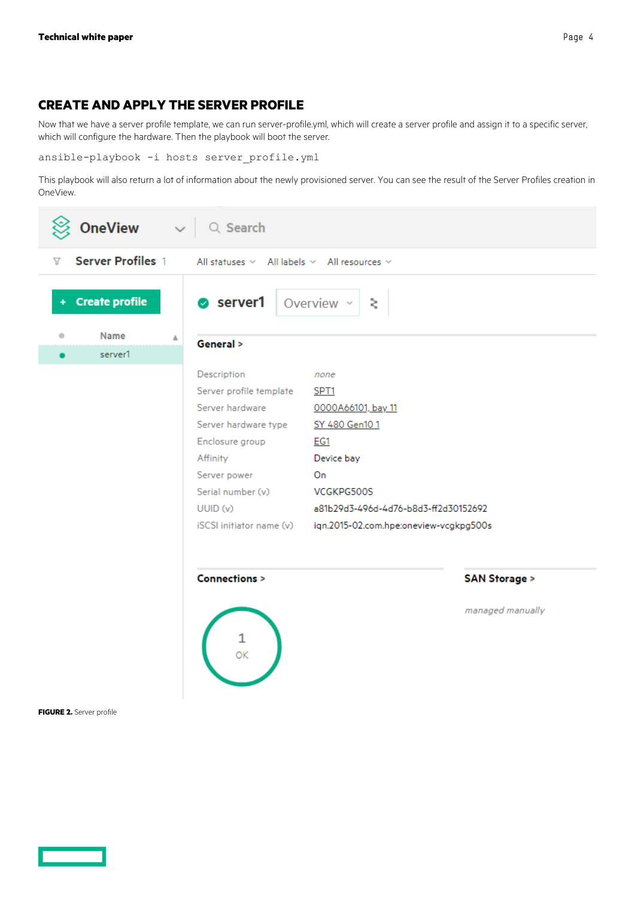## CREATE AND APPLY THE SERVER PROFILE

Now that we have a server profile template, we can run server-profile.yml, which will create a server profile and assign it to a specific server, which will configure the hardware. Then the playbook will boot the server.

```
ansible-playbook -i hosts server_profile.yml
```

This playbook will also return a lot of information about the newly provisioned server. You can see the result of the Server Profiles creation in OneView.

**FIGURE 2.** Server profile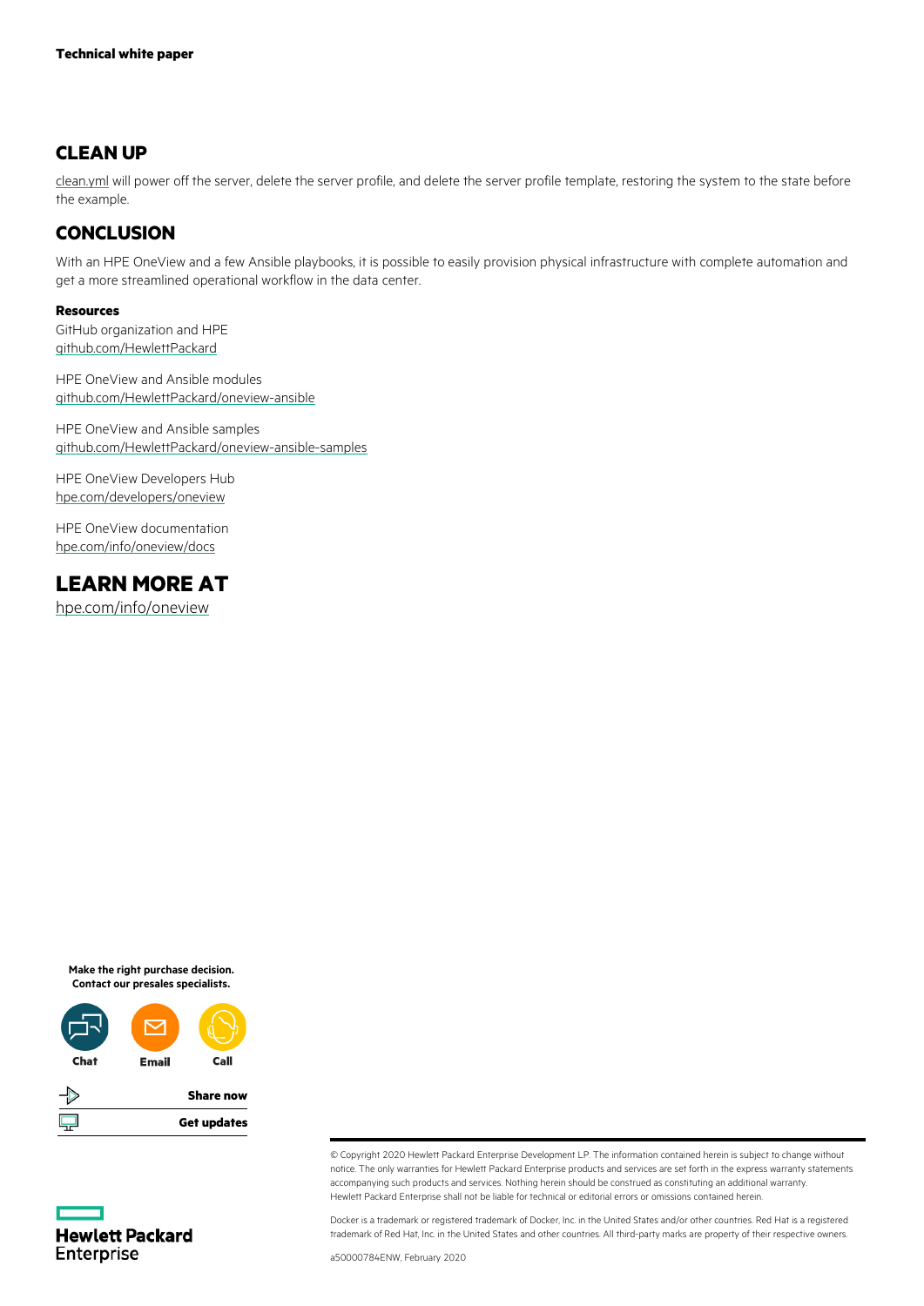## CLEAN UP

clean.yml will power off the server, delete the server profile, and delete the server profile template, restoring the system to the state before the example.

## CONCLUSION

With an HPE OneView and a few Ansible playbooks, it is possible to easily provision physical infrastructure with complete automation and get a more streamlined operational workflow in the data center.

**Resources**

GitHub organization and HPE
github.com/HewlettPackard

HPE OneView and Ansible modules
github.com/HewlettPackard/oneview-ansible

HPE OneView and Ansible samples
github.com/HewlettPackard/oneview-ansible-samples

HPE OneView Developers Hub
hpe.com/developers/oneview

HPE OneView documentation
hpe.com/info/oneview/docs

## LEARN MORE AT

hpe.com/info/oneview

**Make the right purchase decision. Contact our presales specialists.**

Chat Email Call

Share now

Get updates

© Copyright 2020 Hewlett Packard Enterprise Development LP. The information contained herein is subject to change without notice. The only warranties for Hewlett Packard Enterprise products and services are set forth in the express warranty statements accompanying such products and services. Nothing herein should be construed as constituting an additional warranty. Hewlett Packard Enterprise shall not be liable for technical or editorial errors or omissions contained herein.

Docker is a trademark or registered trademark of Docker, Inc. in the United States and/or other countries. Red Hat is a registered trademark of Red Hat, Inc. in the United States and other countries. All third-party marks are property of their respective owners.

a50000784ENW, February 2020